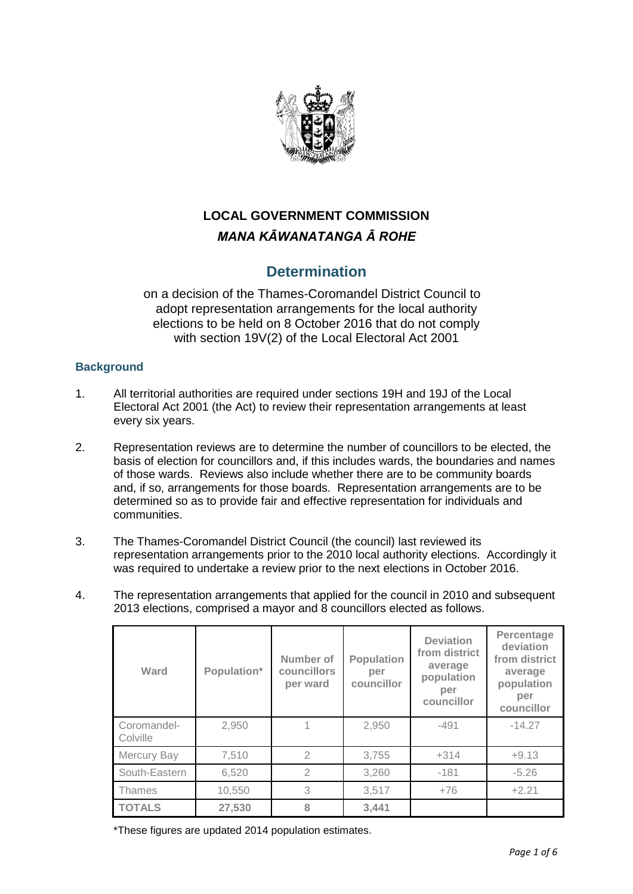# LOCAL GOVERNMENT COMMISSION

## *MANA KĀWANATANGA Ā ROHE*

## Determination

on a decision of the Thames-Coromandel District Council to adopt representation arrangements for the local authority elections to be held on 8 October 2016 that do not comply with section 19V(2) of the Local Electoral Act 2001

### Background

1. All territorial authorities are required under sections 19H and 19J of the Local Electoral Act 2001 (the Act) to review their representation arrangements at least every six years.

2. Representation reviews are to determine the number of councillors to be elected, the basis of election for councillors and, if this includes wards, the boundaries and names of those wards. Reviews also include whether there are to be community boards and, if so, arrangements for those boards. Representation arrangements are to be determined so as to provide fair and effective representation for individuals and communities.

3. The Thames-Coromandel District Council (the council) last reviewed its representation arrangements prior to the 2010 local authority elections. Accordingly it was required to undertake a review prior to the next elections in October 2016.

4. The representation arrangements that applied for the council in 2010 and subsequent 2013 elections, comprised a mayor and 8 councillors elected as follows.

| Ward | Population* | Number of councillors per ward | Population per councillor | Deviation from district average population per councillor | Percentage deviation from district average population per councillor |
|---|---|---|---|---|---|
| Coromandel-Colville | 2,950 | 1 | 2,950 | -491 | -14.27 |
| Mercury Bay | 7,510 | 2 | 3,755 | +314 | +9.13 |
| South-Eastern | 6,520 | 2 | 3,260 | -181 | -5.26 |
| Thames | 10,550 | 3 | 3,517 | +76 | +2.21 |
| **TOTALS** | **27,530** | **8** | **3,441** | | |

*These figures are updated 2014 population estimates.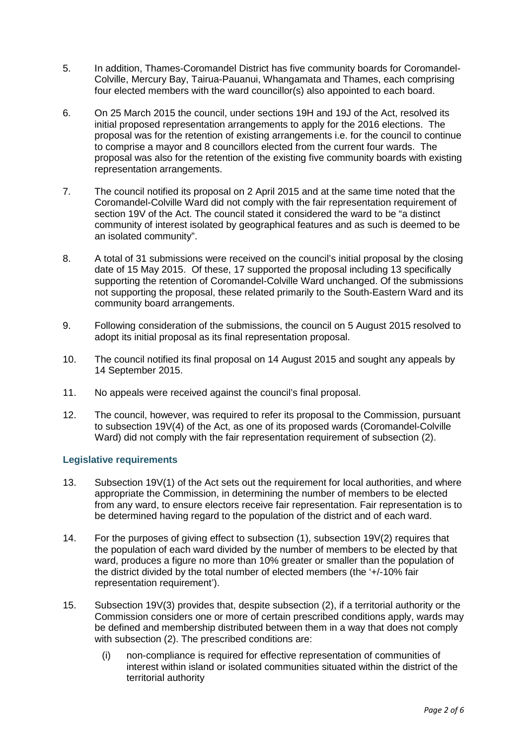5. In addition, Thames-Coromandel District has five community boards for Coromandel-Colville, Mercury Bay, Tairua-Pauanui, Whangamata and Thames, each comprising four elected members with the ward councillor(s) also appointed to each board.

6. On 25 March 2015 the council, under sections 19H and 19J of the Act, resolved its initial proposed representation arrangements to apply for the 2016 elections. The proposal was for the retention of existing arrangements i.e. for the council to continue to comprise a mayor and 8 councillors elected from the current four wards. The proposal was also for the retention of the existing five community boards with existing representation arrangements.

7. The council notified its proposal on 2 April 2015 and at the same time noted that the Coromandel-Colville Ward did not comply with the fair representation requirement of section 19V of the Act. The council stated it considered the ward to be "a distinct community of interest isolated by geographical features and as such is deemed to be an isolated community".

8. A total of 31 submissions were received on the council's initial proposal by the closing date of 15 May 2015. Of these, 17 supported the proposal including 13 specifically supporting the retention of Coromandel-Colville Ward unchanged. Of the submissions not supporting the proposal, these related primarily to the South-Eastern Ward and its community board arrangements.

9. Following consideration of the submissions, the council on 5 August 2015 resolved to adopt its initial proposal as its final representation proposal.

10. The council notified its final proposal on 14 August 2015 and sought any appeals by 14 September 2015.

11. No appeals were received against the council's final proposal.

12. The council, however, was required to refer its proposal to the Commission, pursuant to subsection 19V(4) of the Act, as one of its proposed wards (Coromandel-Colville Ward) did not comply with the fair representation requirement of subsection (2).

### Legislative requirements

13. Subsection 19V(1) of the Act sets out the requirement for local authorities, and where appropriate the Commission, in determining the number of members to be elected from any ward, to ensure electors receive fair representation. Fair representation is to be determined having regard to the population of the district and of each ward.

14. For the purposes of giving effect to subsection (1), subsection 19V(2) requires that the population of each ward divided by the number of members to be elected by that ward, produces a figure no more than 10% greater or smaller than the population of the district divided by the total number of elected members (the '+/-10% fair representation requirement').

15. Subsection 19V(3) provides that, despite subsection (2), if a territorial authority or the Commission considers one or more of certain prescribed conditions apply, wards may be defined and membership distributed between them in a way that does not comply with subsection (2). The prescribed conditions are:

    (i) non-compliance is required for effective representation of communities of interest within island or isolated communities situated within the district of the territorial authority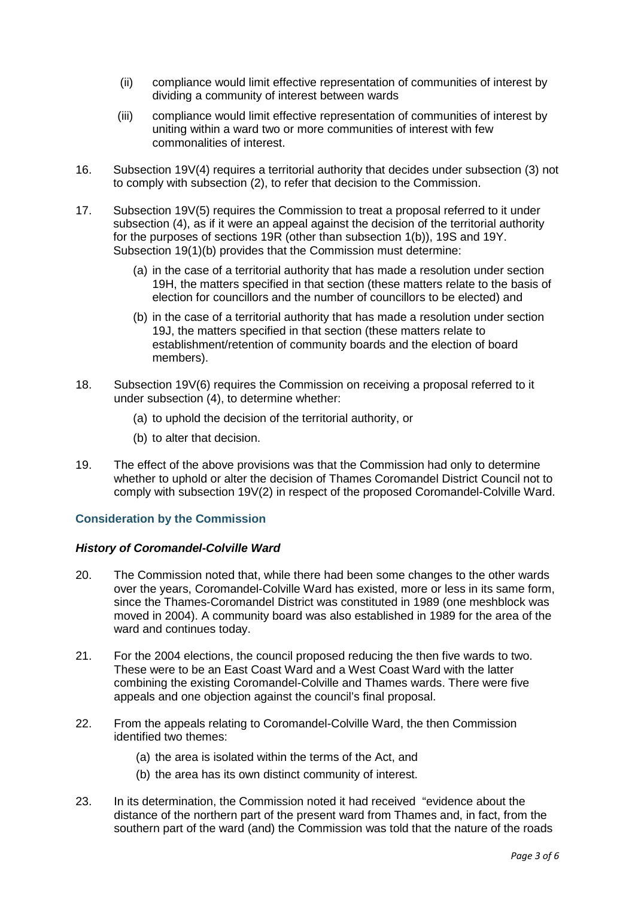(ii) compliance would limit effective representation of communities of interest by dividing a community of interest between wards

(iii) compliance would limit effective representation of communities of interest by uniting within a ward two or more communities of interest with few commonalities of interest.

16. Subsection 19V(4) requires a territorial authority that decides under subsection (3) not to comply with subsection (2), to refer that decision to the Commission.

17. Subsection 19V(5) requires the Commission to treat a proposal referred to it under subsection (4), as if it were an appeal against the decision of the territorial authority for the purposes of sections 19R (other than subsection 1(b)), 19S and 19Y. Subsection 19(1)(b) provides that the Commission must determine:

    (a) in the case of a territorial authority that has made a resolution under section 19H, the matters specified in that section (these matters relate to the basis of election for councillors and the number of councillors to be elected) and

    (b) in the case of a territorial authority that has made a resolution under section 19J, the matters specified in that section (these matters relate to establishment/retention of community boards and the election of board members).

18. Subsection 19V(6) requires the Commission on receiving a proposal referred to it under subsection (4), to determine whether:

    (a) to uphold the decision of the territorial authority, or

    (b) to alter that decision.

19. The effect of the above provisions was that the Commission had only to determine whether to uphold or alter the decision of Thames Coromandel District Council not to comply with subsection 19V(2) in respect of the proposed Coromandel-Colville Ward.

## Consideration by the Commission

### *History of Coromandel-Colville Ward*

20. The Commission noted that, while there had been some changes to the other wards over the years, Coromandel-Colville Ward has existed, more or less in its same form, since the Thames-Coromandel District was constituted in 1989 (one meshblock was moved in 2004). A community board was also established in 1989 for the area of the ward and continues today.

21. For the 2004 elections, the council proposed reducing the then five wards to two. These were to be an East Coast Ward and a West Coast Ward with the latter combining the existing Coromandel-Colville and Thames wards. There were five appeals and one objection against the council's final proposal.

22. From the appeals relating to Coromandel-Colville Ward, the then Commission identified two themes:

    (a) the area is isolated within the terms of the Act, and

    (b) the area has its own distinct community of interest.

23. In its determination, the Commission noted it had received "evidence about the distance of the northern part of the present ward from Thames and, in fact, from the southern part of the ward (and) the Commission was told that the nature of the roads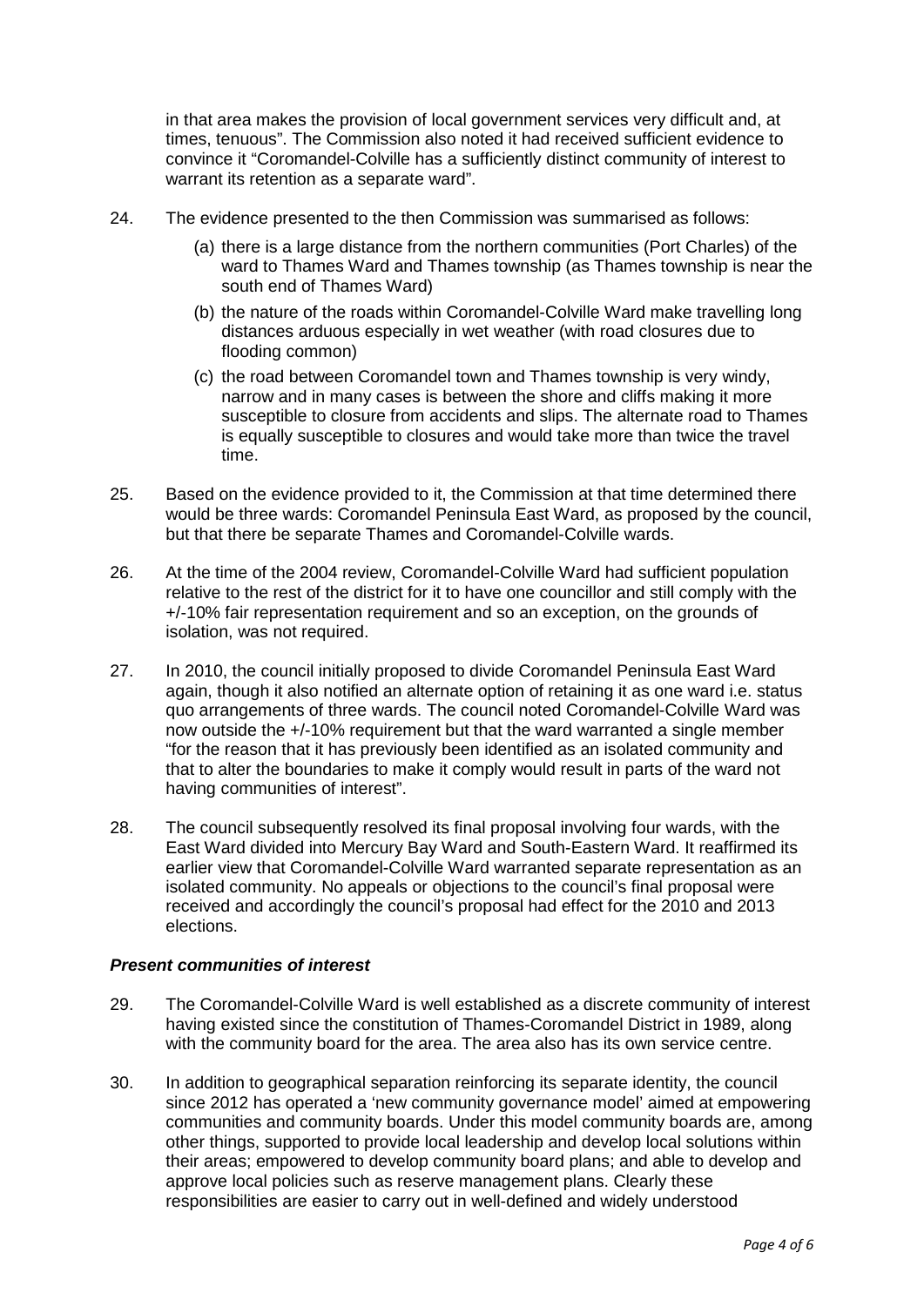in that area makes the provision of local government services very difficult and, at times, tenuous". The Commission also noted it had received sufficient evidence to convince it "Coromandel-Colville has a sufficiently distinct community of interest to warrant its retention as a separate ward".

24. The evidence presented to the then Commission was summarised as follows:

    (a) there is a large distance from the northern communities (Port Charles) of the ward to Thames Ward and Thames township (as Thames township is near the south end of Thames Ward)

    (b) the nature of the roads within Coromandel-Colville Ward make travelling long distances arduous especially in wet weather (with road closures due to flooding common)

    (c) the road between Coromandel town and Thames township is very windy, narrow and in many cases is between the shore and cliffs making it more susceptible to closure from accidents and slips. The alternate road to Thames is equally susceptible to closures and would take more than twice the travel time.

25. Based on the evidence provided to it, the Commission at that time determined there would be three wards: Coromandel Peninsula East Ward, as proposed by the council, but that there be separate Thames and Coromandel-Colville wards.

26. At the time of the 2004 review, Coromandel-Colville Ward had sufficient population relative to the rest of the district for it to have one councillor and still comply with the +/-10% fair representation requirement and so an exception, on the grounds of isolation, was not required.

27. In 2010, the council initially proposed to divide Coromandel Peninsula East Ward again, though it also notified an alternate option of retaining it as one ward i.e. status quo arrangements of three wards. The council noted Coromandel-Colville Ward was now outside the +/-10% requirement but that the ward warranted a single member "for the reason that it has previously been identified as an isolated community and that to alter the boundaries to make it comply would result in parts of the ward not having communities of interest".

28. The council subsequently resolved its final proposal involving four wards, with the East Ward divided into Mercury Bay Ward and South-Eastern Ward. It reaffirmed its earlier view that Coromandel-Colville Ward warranted separate representation as an isolated community. No appeals or objections to the council's final proposal were received and accordingly the council's proposal had effect for the 2010 and 2013 elections.

### *Present communities of interest*

29. The Coromandel-Colville Ward is well established as a discrete community of interest having existed since the constitution of Thames-Coromandel District in 1989, along with the community board for the area. The area also has its own service centre.

30. In addition to geographical separation reinforcing its separate identity, the council since 2012 has operated a 'new community governance model' aimed at empowering communities and community boards. Under this model community boards are, among other things, supported to provide local leadership and develop local solutions within their areas; empowered to develop community board plans; and able to develop and approve local policies such as reserve management plans. Clearly these responsibilities are easier to carry out in well-defined and widely understood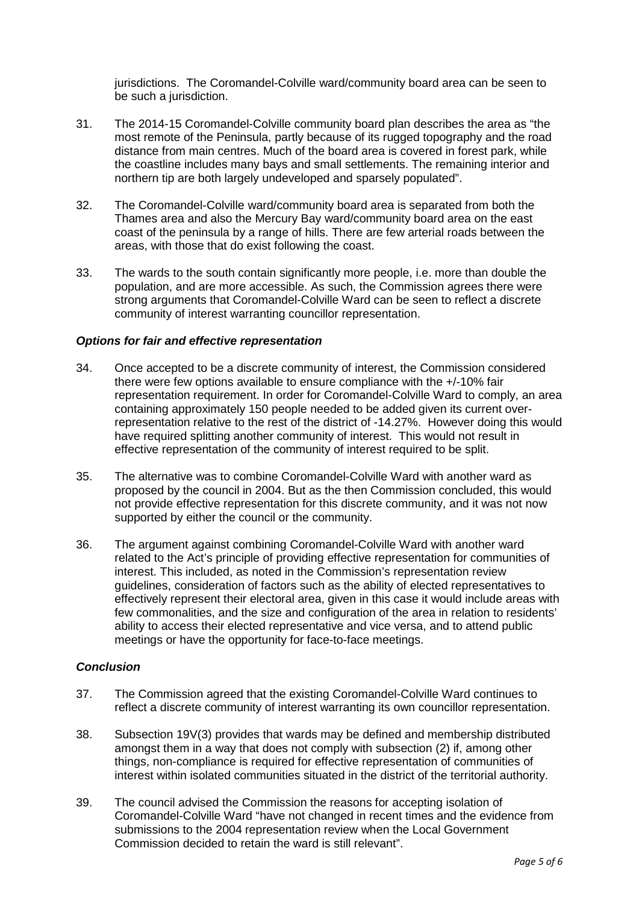jurisdictions. The Coromandel-Colville ward/community board area can be seen to be such a jurisdiction.

31. The 2014-15 Coromandel-Colville community board plan describes the area as "the most remote of the Peninsula, partly because of its rugged topography and the road distance from main centres. Much of the board area is covered in forest park, while the coastline includes many bays and small settlements. The remaining interior and northern tip are both largely undeveloped and sparsely populated".

32. The Coromandel-Colville ward/community board area is separated from both the Thames area and also the Mercury Bay ward/community board area on the east coast of the peninsula by a range of hills. There are few arterial roads between the areas, with those that do exist following the coast.

33. The wards to the south contain significantly more people, i.e. more than double the population, and are more accessible. As such, the Commission agrees there were strong arguments that Coromandel-Colville Ward can be seen to reflect a discrete community of interest warranting councillor representation.

### *Options for fair and effective representation*

34. Once accepted to be a discrete community of interest, the Commission considered there were few options available to ensure compliance with the +/-10% fair representation requirement. In order for Coromandel-Colville Ward to comply, an area containing approximately 150 people needed to be added given its current over-representation relative to the rest of the district of -14.27%. However doing this would have required splitting another community of interest. This would not result in effective representation of the community of interest required to be split.

35. The alternative was to combine Coromandel-Colville Ward with another ward as proposed by the council in 2004. But as the then Commission concluded, this would not provide effective representation for this discrete community, and it was not now supported by either the council or the community.

36. The argument against combining Coromandel-Colville Ward with another ward related to the Act's principle of providing effective representation for communities of interest. This included, as noted in the Commission's representation review guidelines, consideration of factors such as the ability of elected representatives to effectively represent their electoral area, given in this case it would include areas with few commonalities, and the size and configuration of the area in relation to residents' ability to access their elected representative and vice versa, and to attend public meetings or have the opportunity for face-to-face meetings.

### *Conclusion*

37. The Commission agreed that the existing Coromandel-Colville Ward continues to reflect a discrete community of interest warranting its own councillor representation.

38. Subsection 19V(3) provides that wards may be defined and membership distributed amongst them in a way that does not comply with subsection (2) if, among other things, non-compliance is required for effective representation of communities of interest within isolated communities situated in the district of the territorial authority.

39. The council advised the Commission the reasons for accepting isolation of Coromandel-Colville Ward "have not changed in recent times and the evidence from submissions to the 2004 representation review when the Local Government Commission decided to retain the ward is still relevant".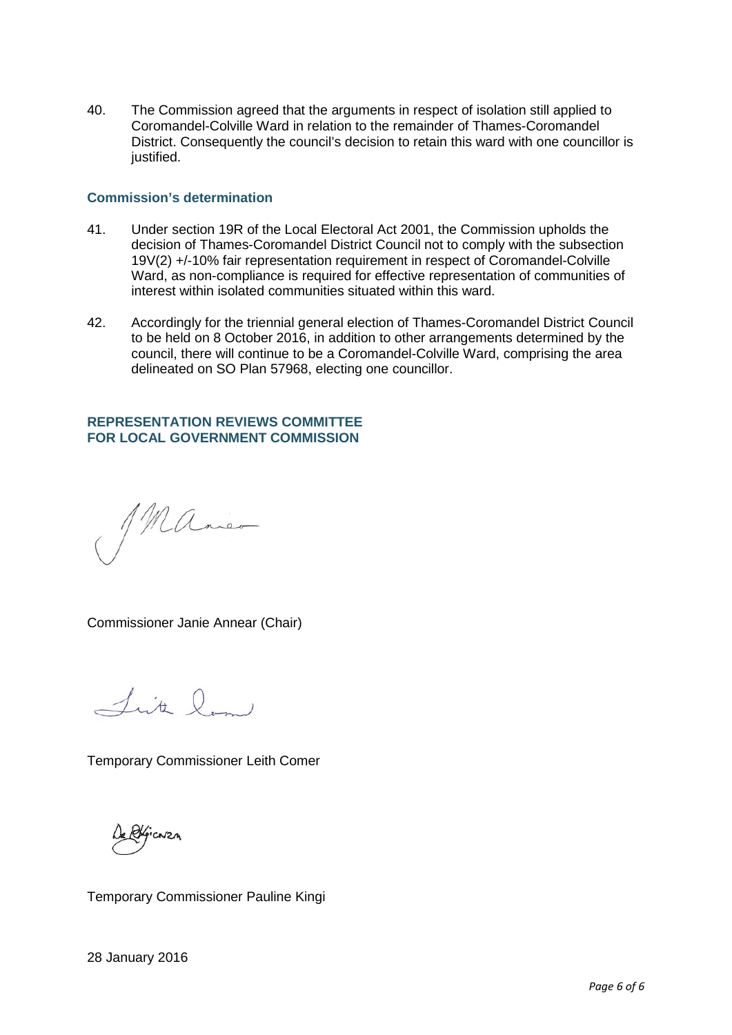40. The Commission agreed that the arguments in respect of isolation still applied to Coromandel-Colville Ward in relation to the remainder of Thames-Coromandel District. Consequently the council's decision to retain this ward with one councillor is justified.

### Commission's determination

41. Under section 19R of the Local Electoral Act 2001, the Commission upholds the decision of Thames-Coromandel District Council not to comply with the subsection 19V(2) +/-10% fair representation requirement in respect of Coromandel-Colville Ward, as non-compliance is required for effective representation of communities of interest within isolated communities situated within this ward.

42. Accordingly for the triennial general election of Thames-Coromandel District Council to be held on 8 October 2016, in addition to other arrangements determined by the council, there will continue to be a Coromandel-Colville Ward, comprising the area delineated on SO Plan 57968, electing one councillor.

**REPRESENTATION REVIEWS COMMITTEE**
**FOR LOCAL GOVERNMENT COMMISSION**

Commissioner Janie Annear (Chair)

Temporary Commissioner Leith Comer

Temporary Commissioner Pauline Kingi

28 January 2016